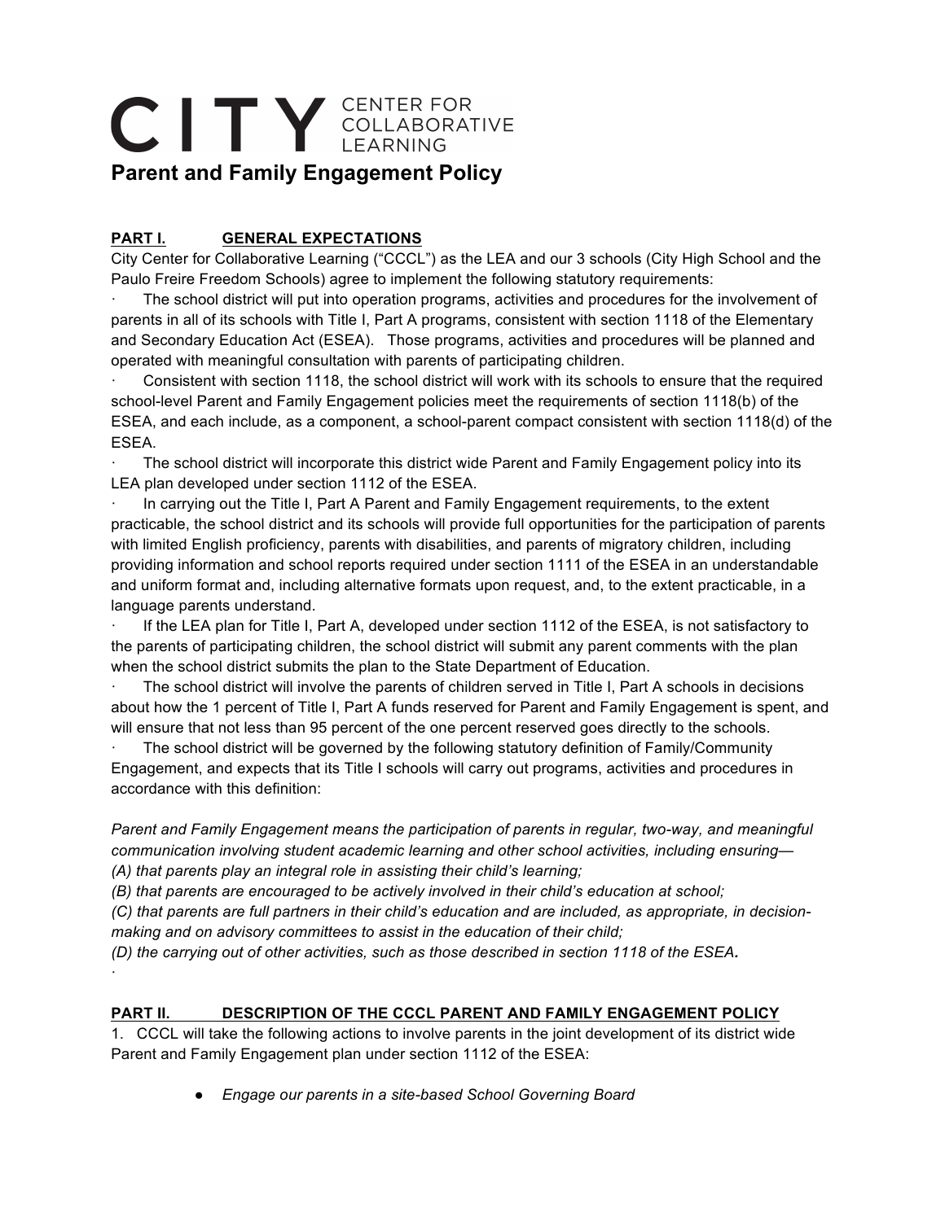# CITY CENTER FOR COLLABORATIVE LEARNING

## Parent and Family Engagement Policy

**PART I. GENERAL EXPECTATIONS**

City Center for Collaborative Learning ("CCCL") as the LEA and our 3 schools (City High School and the Paulo Freire Freedom Schools) agree to implement the following statutory requirements:

· The school district will put into operation programs, activities and procedures for the involvement of parents in all of its schools with Title I, Part A programs, consistent with section 1118 of the Elementary and Secondary Education Act (ESEA). Those programs, activities and procedures will be planned and operated with meaningful consultation with parents of participating children.

· Consistent with section 1118, the school district will work with its schools to ensure that the required school-level Parent and Family Engagement policies meet the requirements of section 1118(b) of the ESEA, and each include, as a component, a school-parent compact consistent with section 1118(d) of the ESEA.

· The school district will incorporate this district wide Parent and Family Engagement policy into its LEA plan developed under section 1112 of the ESEA.

· In carrying out the Title I, Part A Parent and Family Engagement requirements, to the extent practicable, the school district and its schools will provide full opportunities for the participation of parents with limited English proficiency, parents with disabilities, and parents of migratory children, including providing information and school reports required under section 1111 of the ESEA in an understandable and uniform format and, including alternative formats upon request, and, to the extent practicable, in a language parents understand.

· If the LEA plan for Title I, Part A, developed under section 1112 of the ESEA, is not satisfactory to the parents of participating children, the school district will submit any parent comments with the plan when the school district submits the plan to the State Department of Education.

· The school district will involve the parents of children served in Title I, Part A schools in decisions about how the 1 percent of Title I, Part A funds reserved for Parent and Family Engagement is spent, and will ensure that not less than 95 percent of the one percent reserved goes directly to the schools.

· The school district will be governed by the following statutory definition of Family/Community Engagement, and expects that its Title I schools will carry out programs, activities and procedures in accordance with this definition:

*Parent and Family Engagement means the participation of parents in regular, two-way, and meaningful communication involving student academic learning and other school activities, including ensuring—*
*(A) that parents play an integral role in assisting their child's learning;*
*(B) that parents are encouraged to be actively involved in their child's education at school;*
*(C) that parents are full partners in their child's education and are included, as appropriate, in decision-making and on advisory committees to assist in the education of their child;*
*(D) the carrying out of other activities, such as those described in section 1118 of the ESEA.*

·

**PART II. DESCRIPTION OF THE CCCL PARENT AND FAMILY ENGAGEMENT POLICY**

1. CCCL will take the following actions to involve parents in the joint development of its district wide Parent and Family Engagement plan under section 1112 of the ESEA:

- *Engage our parents in a site-based School Governing Board*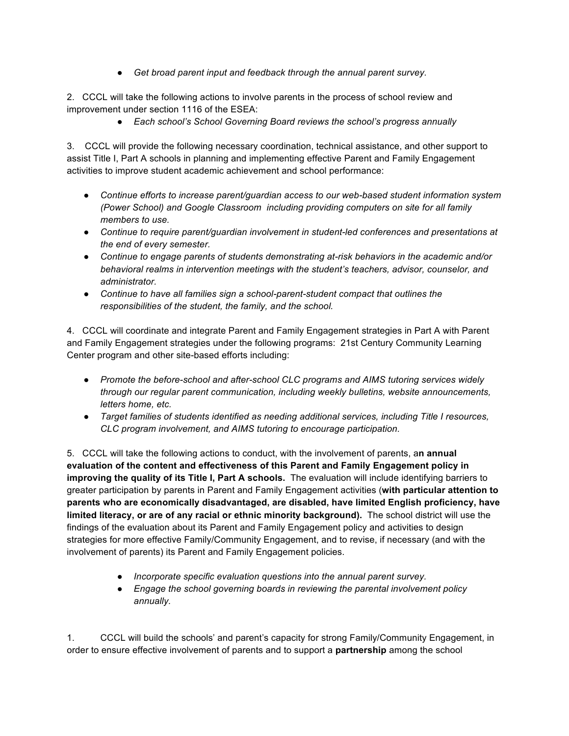- *Get broad parent input and feedback through the annual parent survey.*

2. CCCL will take the following actions to involve parents in the process of school review and improvement under section 1116 of the ESEA:
    - *Each school's School Governing Board reviews the school's progress annually*

3. CCCL will provide the following necessary coordination, technical assistance, and other support to assist Title I, Part A schools in planning and implementing effective Parent and Family Engagement activities to improve student academic achievement and school performance:

- *Continue efforts to increase parent/guardian access to our web-based student information system (Power School) and Google Classroom including providing computers on site for all family members to use.*
- *Continue to require parent/guardian involvement in student-led conferences and presentations at the end of every semester.*
- *Continue to engage parents of students demonstrating at-risk behaviors in the academic and/or behavioral realms in intervention meetings with the student's teachers, advisor, counselor, and administrator.*
- *Continue to have all families sign a school-parent-student compact that outlines the responsibilities of the student, the family, and the school.*

4. CCCL will coordinate and integrate Parent and Family Engagement strategies in Part A with Parent and Family Engagement strategies under the following programs: 21st Century Community Learning Center program and other site-based efforts including:

- *Promote the before-school and after-school CLC programs and AIMS tutoring services widely through our regular parent communication, including weekly bulletins, website announcements, letters home, etc.*
- *Target families of students identified as needing additional services, including Title I resources, CLC program involvement, and AIMS tutoring to encourage participation.*

5. CCCL will take the following actions to conduct, with the involvement of parents, a**n annual evaluation of the content and effectiveness of this Parent and Family Engagement policy in improving the quality of its Title I, Part A schools.** The evaluation will include identifying barriers to greater participation by parents in Parent and Family Engagement activities (**with particular attention to parents who are economically disadvantaged, are disabled, have limited English proficiency, have limited literacy, or are of any racial or ethnic minority background).** The school district will use the findings of the evaluation about its Parent and Family Engagement policy and activities to design strategies for more effective Family/Community Engagement, and to revise, if necessary (and with the involvement of parents) its Parent and Family Engagement policies.

- *Incorporate specific evaluation questions into the annual parent survey.*
- *Engage the school governing boards in reviewing the parental involvement policy annually.*

1. CCCL will build the schools' and parent's capacity for strong Family/Community Engagement, in order to ensure effective involvement of parents and to support a **partnership** among the school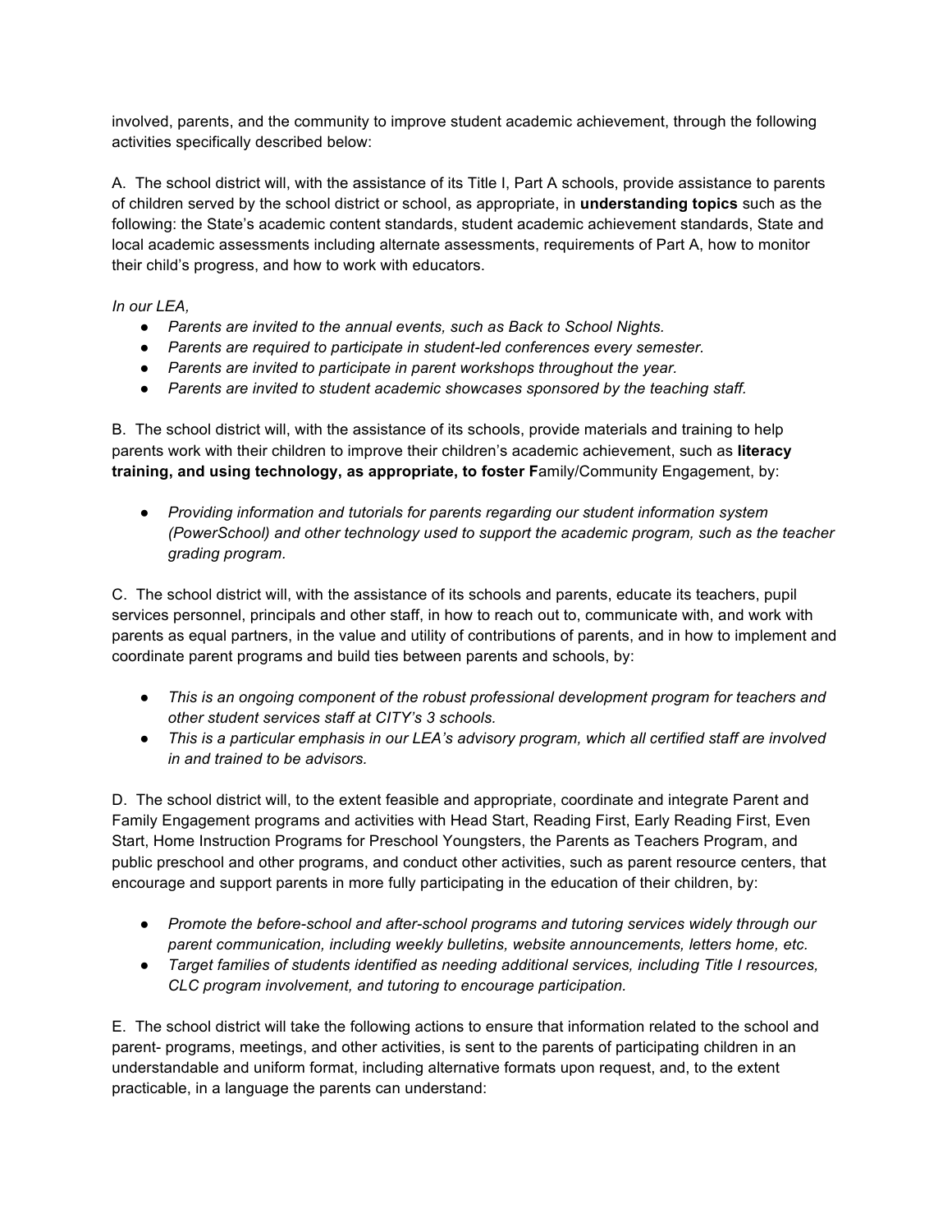involved, parents, and the community to improve student academic achievement, through the following activities specifically described below:

A. The school district will, with the assistance of its Title I, Part A schools, provide assistance to parents of children served by the school district or school, as appropriate, in **understanding topics** such as the following: the State's academic content standards, student academic achievement standards, State and local academic assessments including alternate assessments, requirements of Part A, how to monitor their child's progress, and how to work with educators.

*In our LEA,*

- *Parents are invited to the annual events, such as Back to School Nights.*
- *Parents are required to participate in student-led conferences every semester.*
- *Parents are invited to participate in parent workshops throughout the year.*
- *Parents are invited to student academic showcases sponsored by the teaching staff.*

B. The school district will, with the assistance of its schools, provide materials and training to help parents work with their children to improve their children's academic achievement, such as **literacy training, and using technology, as appropriate, to foster F**amily/Community Engagement, by:

- *Providing information and tutorials for parents regarding our student information system (PowerSchool) and other technology used to support the academic program, such as the teacher grading program.*

C. The school district will, with the assistance of its schools and parents, educate its teachers, pupil services personnel, principals and other staff, in how to reach out to, communicate with, and work with parents as equal partners, in the value and utility of contributions of parents, and in how to implement and coordinate parent programs and build ties between parents and schools, by:

- *This is an ongoing component of the robust professional development program for teachers and other student services staff at CITY's 3 schools.*
- *This is a particular emphasis in our LEA's advisory program, which all certified staff are involved in and trained to be advisors.*

D. The school district will, to the extent feasible and appropriate, coordinate and integrate Parent and Family Engagement programs and activities with Head Start, Reading First, Early Reading First, Even Start, Home Instruction Programs for Preschool Youngsters, the Parents as Teachers Program, and public preschool and other programs, and conduct other activities, such as parent resource centers, that encourage and support parents in more fully participating in the education of their children, by:

- *Promote the before-school and after-school programs and tutoring services widely through our parent communication, including weekly bulletins, website announcements, letters home, etc.*
- *Target families of students identified as needing additional services, including Title I resources, CLC program involvement, and tutoring to encourage participation.*

E. The school district will take the following actions to ensure that information related to the school and parent- programs, meetings, and other activities, is sent to the parents of participating children in an understandable and uniform format, including alternative formats upon request, and, to the extent practicable, in a language the parents can understand: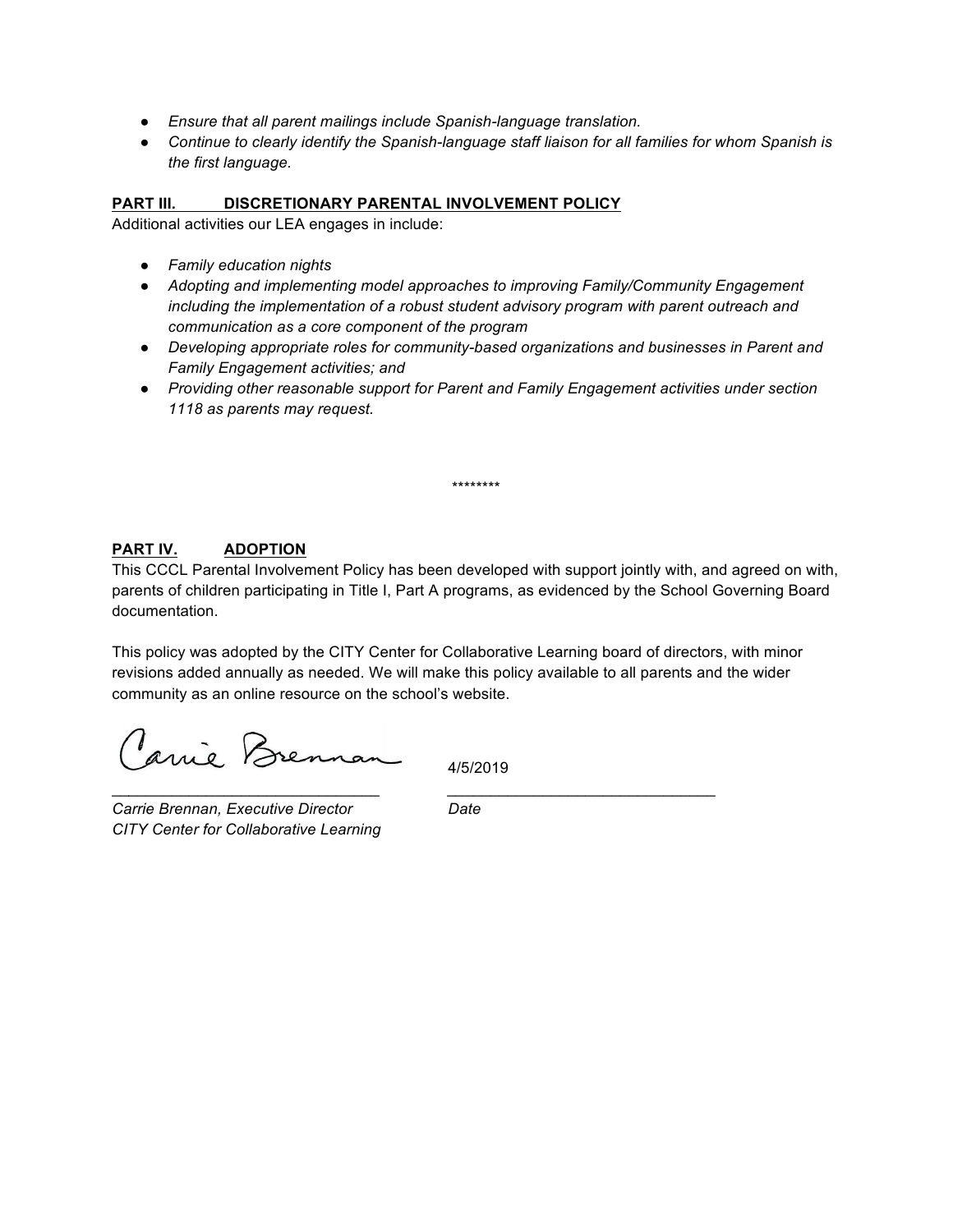- *Ensure that all parent mailings include Spanish-language translation.*
- *Continue to clearly identify the Spanish-language staff liaison for all families for whom Spanish is the first language.*

**PART III. DISCRETIONARY PARENTAL INVOLVEMENT POLICY**

Additional activities our LEA engages in include:

- *Family education nights*
- *Adopting and implementing model approaches to improving Family/Community Engagement including the implementation of a robust student advisory program with parent outreach and communication as a core component of the program*
- *Developing appropriate roles for community-based organizations and businesses in Parent and Family Engagement activities; and*
- *Providing other reasonable support for Parent and Family Engagement activities under section 1118 as parents may request.*

********

**PART IV. ADOPTION**

This CCCL Parental Involvement Policy has been developed with support jointly with, and agreed on with, parents of children participating in Title I, Part A programs, as evidenced by the School Governing Board documentation.

This policy was adopted by the CITY Center for Collaborative Learning board of directors, with minor revisions added annually as needed. We will make this policy available to all parents and the wider community as an online resource on the school's website.

Carrie Brennan _______________________________ 4/5/2019 _______________________________

*Carrie Brennan, Executive Director* *Date*
*CITY Center for Collaborative Learning*